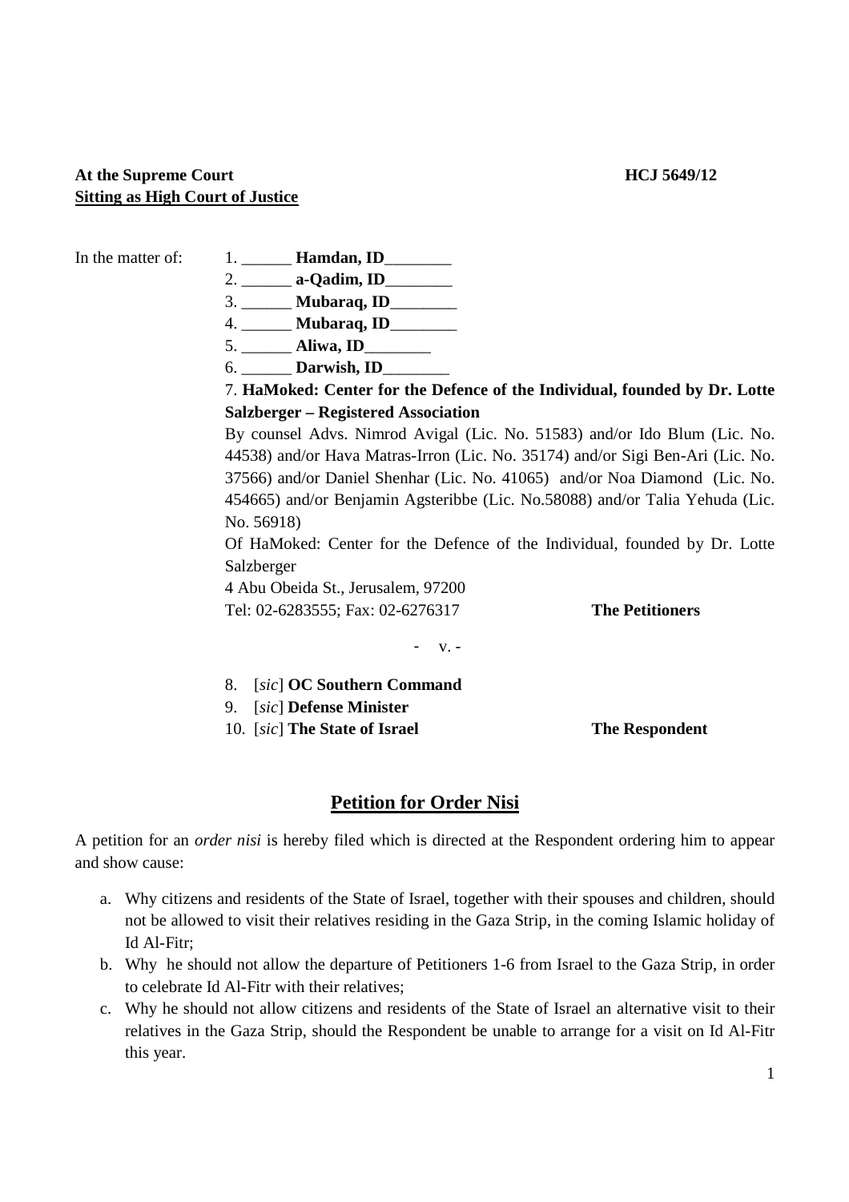**At the Supreme Court** **HCJ 5649/12**
**<u>Sitting as High Court of Justice</u>**

In the matter of:

1. ______ **Hamdan, ID**________
2. ______ **a-Qadim, ID**________
3. ______ **Mubaraq, ID**________
4. ______ **Mubaraq, ID**________
5. ______ **Aliwa, ID**________
6. ______ **Darwish, ID**________
7. **HaMoked: Center for the Defence of the Individual, founded by Dr. Lotte Salzberger – Registered Association**

By counsel Advs. Nimrod Avigal (Lic. No. 51583) and/or Ido Blum (Lic. No. 44538) and/or Hava Matras-Irron (Lic. No. 35174) and/or Sigi Ben-Ari (Lic. No. 37566) and/or Daniel Shenhar (Lic. No. 41065) and/or Noa Diamond (Lic. No. 454665) and/or Benjamin Agsteribbe (Lic. No.58088) and/or Talia Yehuda (Lic. No. 56918)

Of HaMoked: Center for the Defence of the Individual, founded by Dr. Lotte Salzberger

4 Abu Obeida St., Jerusalem, 97200

Tel: 02-6283555; Fax: 02-6276317 **The Petitioners**

\- v. -

8. [*sic*] **OC Southern Command**
9. [*sic*] **Defense Minister**
10. [*sic*] **The State of Israel** **The Respondent**

## <u>Petition for Order Nisi</u>

A petition for an *order nisi* is hereby filed which is directed at the Respondent ordering him to appear and show cause:

a. Why citizens and residents of the State of Israel, together with their spouses and children, should not be allowed to visit their relatives residing in the Gaza Strip, in the coming Islamic holiday of Id Al-Fitr;

b. Why he should not allow the departure of Petitioners 1-6 from Israel to the Gaza Strip, in order to celebrate Id Al-Fitr with their relatives;

c. Why he should not allow citizens and residents of the State of Israel an alternative visit to their relatives in the Gaza Strip, should the Respondent be unable to arrange for a visit on Id Al-Fitr this year.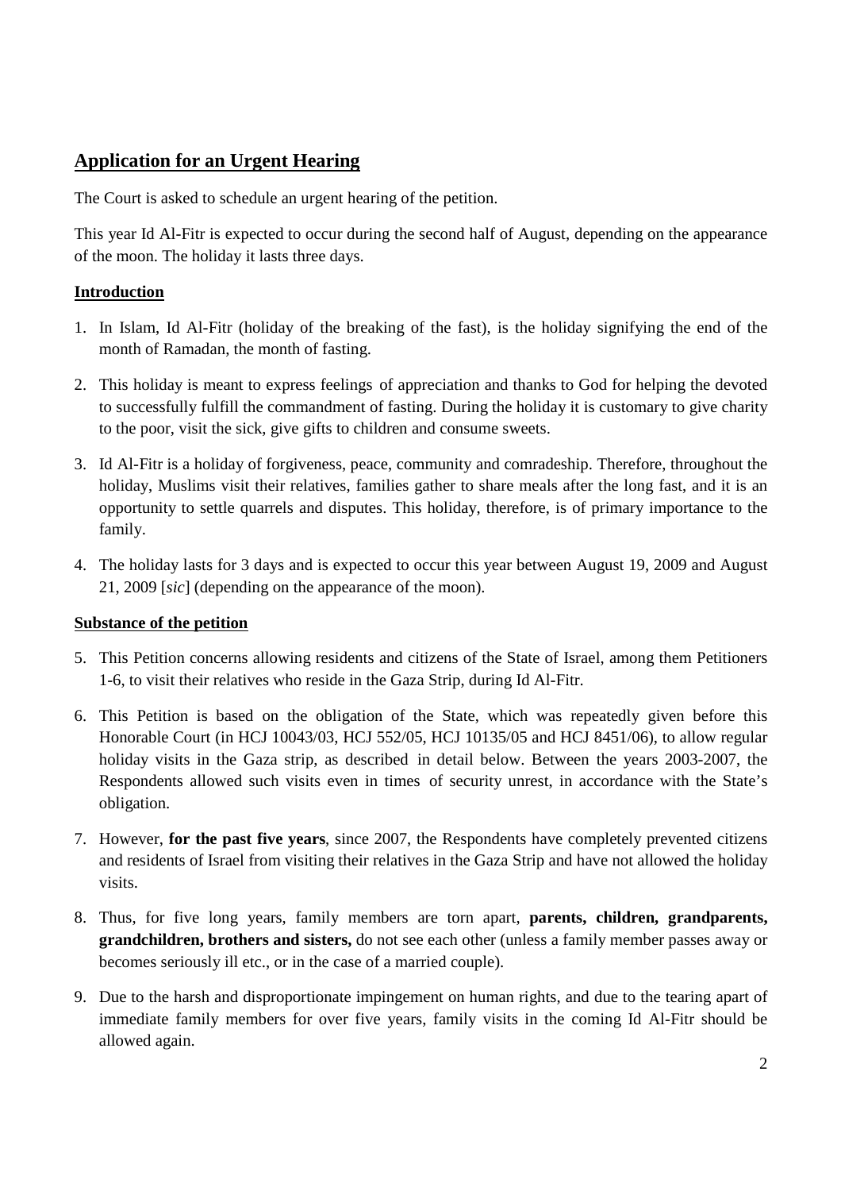## Application for an Urgent Hearing

The Court is asked to schedule an urgent hearing of the petition.

This year Id Al-Fitr is expected to occur during the second half of August, depending on the appearance of the moon. The holiday it lasts three days.

### Introduction

1. In Islam, Id Al-Fitr (holiday of the breaking of the fast), is the holiday signifying the end of the month of Ramadan, the month of fasting.
2. This holiday is meant to express feelings of appreciation and thanks to God for helping the devoted to successfully fulfill the commandment of fasting. During the holiday it is customary to give charity to the poor, visit the sick, give gifts to children and consume sweets.
3. Id Al-Fitr is a holiday of forgiveness, peace, community and comradeship. Therefore, throughout the holiday, Muslims visit their relatives, families gather to share meals after the long fast, and it is an opportunity to settle quarrels and disputes. This holiday, therefore, is of primary importance to the family.
4. The holiday lasts for 3 days and is expected to occur this year between August 19, 2009 and August 21, 2009 [*sic*] (depending on the appearance of the moon).

### Substance of the petition

5. This Petition concerns allowing residents and citizens of the State of Israel, among them Petitioners 1-6, to visit their relatives who reside in the Gaza Strip, during Id Al-Fitr.
6. This Petition is based on the obligation of the State, which was repeatedly given before this Honorable Court (in HCJ 10043/03, HCJ 552/05, HCJ 10135/05 and HCJ 8451/06), to allow regular holiday visits in the Gaza strip, as described in detail below. Between the years 2003-2007, the Respondents allowed such visits even in times of security unrest, in accordance with the State's obligation.
7. However, **for the past five years**, since 2007, the Respondents have completely prevented citizens and residents of Israel from visiting their relatives in the Gaza Strip and have not allowed the holiday visits.
8. Thus, for five long years, family members are torn apart, **parents, children, grandparents, grandchildren, brothers and sisters,** do not see each other (unless a family member passes away or becomes seriously ill etc., or in the case of a married couple).
9. Due to the harsh and disproportionate impingement on human rights, and due to the tearing apart of immediate family members for over five years, family visits in the coming Id Al-Fitr should be allowed again.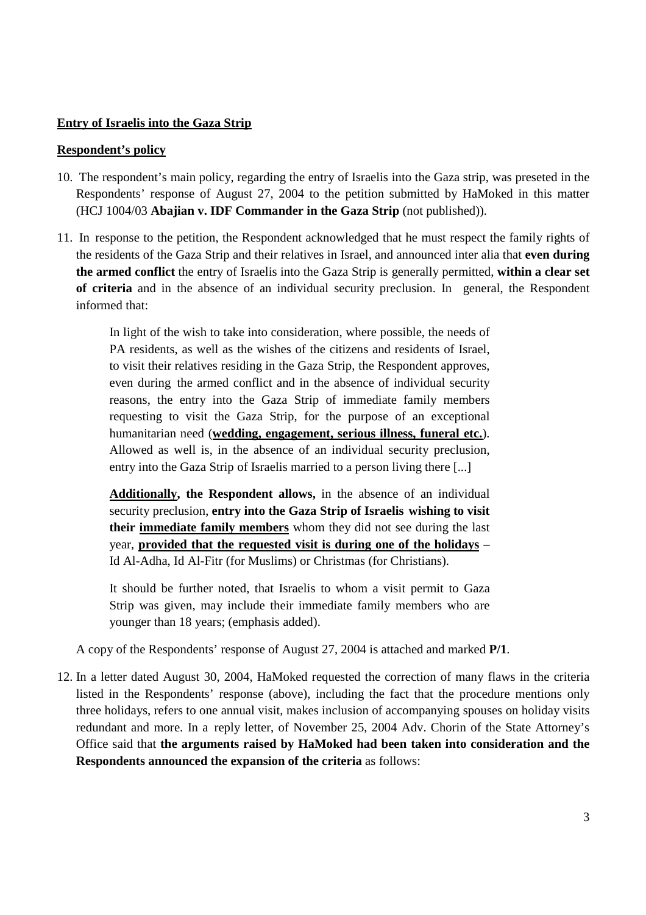**<u>Entry of Israelis into the Gaza Strip</u>**

**<u>Respondent's policy</u>**

10. The respondent's main policy, regarding the entry of Israelis into the Gaza strip, was preseted in the Respondents' response of August 27, 2004 to the petition submitted by HaMoked in this matter (HCJ 1004/03 **Abajian v. IDF Commander in the Gaza Strip** (not published)).

11. In response to the petition, the Respondent acknowledged that he must respect the family rights of the residents of the Gaza Strip and their relatives in Israel, and announced inter alia that **even during the armed conflict** the entry of Israelis into the Gaza Strip is generally permitted, **within a clear set of criteria** and in the absence of an individual security preclusion. In general, the Respondent informed that:

> In light of the wish to take into consideration, where possible, the needs of PA residents, as well as the wishes of the citizens and residents of Israel, to visit their relatives residing in the Gaza Strip, the Respondent approves, even during the armed conflict and in the absence of individual security reasons, the entry into the Gaza Strip of immediate family members requesting to visit the Gaza Strip, for the purpose of an exceptional humanitarian need (**<u>wedding, engagement, serious illness, funeral etc.</u>**). Allowed as well is, in the absence of an individual security preclusion, entry into the Gaza Strip of Israelis married to a person living there [...]
>
> **<u>Additionally</u>, the Respondent allows,** in the absence of an individual security preclusion, **entry into the Gaza Strip of Israelis wishing to visit their <u>immediate family members</u>** whom they did not see during the last year, **<u>provided that the requested visit is during one of the holidays</u>** – Id Al-Adha, Id Al-Fitr (for Muslims) or Christmas (for Christians).
>
> It should be further noted, that Israelis to whom a visit permit to Gaza Strip was given, may include their immediate family members who are younger than 18 years; (emphasis added).

A copy of the Respondents' response of August 27, 2004 is attached and marked **P/1**.

12. In a letter dated August 30, 2004, HaMoked requested the correction of many flaws in the criteria listed in the Respondents' response (above), including the fact that the procedure mentions only three holidays, refers to one annual visit, makes inclusion of accompanying spouses on holiday visits redundant and more. In a reply letter, of November 25, 2004 Adv. Chorin of the State Attorney's Office said that **the arguments raised by HaMoked had been taken into consideration and the Respondents announced the expansion of the criteria** as follows: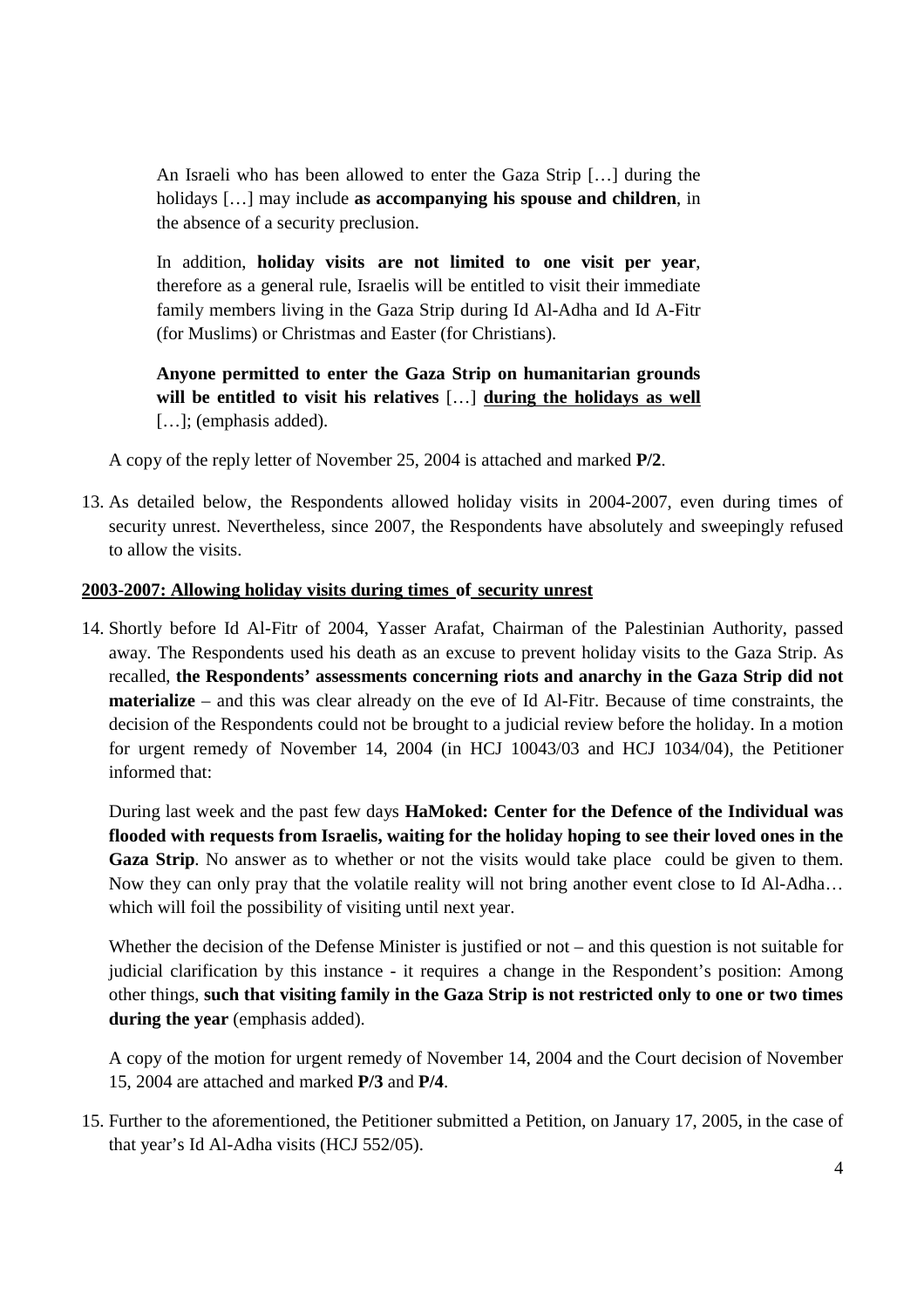> An Israeli who has been allowed to enter the Gaza Strip […] during the holidays […] may include **as accompanying his spouse and children**, in the absence of a security preclusion.
>
> In addition, **holiday visits are not limited to one visit per year**, therefore as a general rule, Israelis will be entitled to visit their immediate family members living in the Gaza Strip during Id Al-Adha and Id A-Fitr (for Muslims) or Christmas and Easter (for Christians).
>
> **Anyone permitted to enter the Gaza Strip on humanitarian grounds will be entitled to visit his relatives** […] **<u>during the holidays as well</u>** […]; (emphasis added).

A copy of the reply letter of November 25, 2004 is attached and marked **P/2**.

13. As detailed below, the Respondents allowed holiday visits in 2004-2007, even during times of security unrest. Nevertheless, since 2007, the Respondents have absolutely and sweepingly refused to allow the visits.

**<u>2003-2007: Allowing holiday visits during times of security unrest</u>**

14. Shortly before Id Al-Fitr of 2004, Yasser Arafat, Chairman of the Palestinian Authority, passed away. The Respondents used his death as an excuse to prevent holiday visits to the Gaza Strip. As recalled, **the Respondents' assessments concerning riots and anarchy in the Gaza Strip did not materialize** – and this was clear already on the eve of Id Al-Fitr. Because of time constraints, the decision of the Respondents could not be brought to a judicial review before the holiday. In a motion for urgent remedy of November 14, 2004 (in HCJ 10043/03 and HCJ 1034/04), the Petitioner informed that:

> During last week and the past few days **HaMoked: Center for the Defence of the Individual was flooded with requests from Israelis, waiting for the holiday hoping to see their loved ones in the Gaza Strip**. No answer as to whether or not the visits would take place could be given to them. Now they can only pray that the volatile reality will not bring another event close to Id Al-Adha… which will foil the possibility of visiting until next year.
>
> Whether the decision of the Defense Minister is justified or not – and this question is not suitable for judicial clarification by this instance - it requires a change in the Respondent's position: Among other things, **such that visiting family in the Gaza Strip is not restricted only to one or two times during the year** (emphasis added).

A copy of the motion for urgent remedy of November 14, 2004 and the Court decision of November 15, 2004 are attached and marked **P/3** and **P/4**.

15. Further to the aforementioned, the Petitioner submitted a Petition, on January 17, 2005, in the case of that year's Id Al-Adha visits (HCJ 552/05).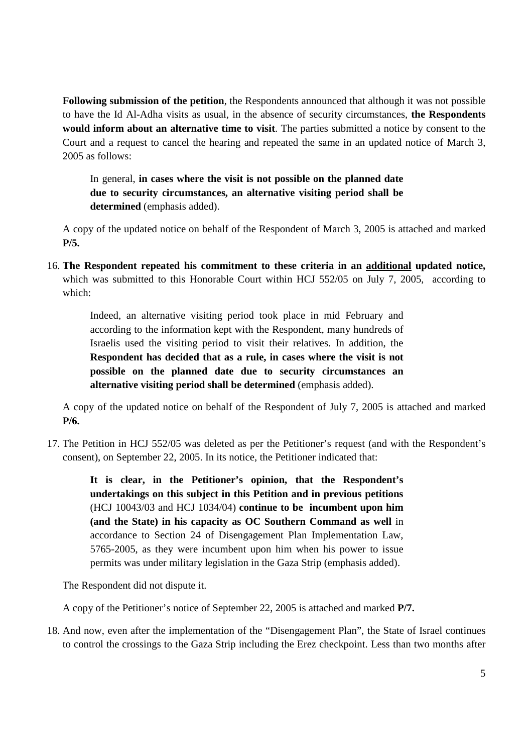**Following submission of the petition**, the Respondents announced that although it was not possible to have the Id Al-Adha visits as usual, in the absence of security circumstances, **the Respondents would inform about an alternative time to visit**. The parties submitted a notice by consent to the Court and a request to cancel the hearing and repeated the same in an updated notice of March 3, 2005 as follows:

> In general, **in cases where the visit is not possible on the planned date due to security circumstances, an alternative visiting period shall be determined** (emphasis added).

A copy of the updated notice on behalf of the Respondent of March 3, 2005 is attached and marked **P/5.**

16. **The Respondent repeated his commitment to these criteria in an <u>additional</u> updated notice,** which was submitted to this Honorable Court within HCJ 552/05 on July 7, 2005, according to which:

> Indeed, an alternative visiting period took place in mid February and according to the information kept with the Respondent, many hundreds of Israelis used the visiting period to visit their relatives. In addition, the **Respondent has decided that as a rule, in cases where the visit is not possible on the planned date due to security circumstances an alternative visiting period shall be determined** (emphasis added).

A copy of the updated notice on behalf of the Respondent of July 7, 2005 is attached and marked **P/6.**

17. The Petition in HCJ 552/05 was deleted as per the Petitioner's request (and with the Respondent's consent), on September 22, 2005. In its notice, the Petitioner indicated that:

> **It is clear, in the Petitioner's opinion, that the Respondent's undertakings on this subject in this Petition and in previous petitions** (HCJ 10043/03 and HCJ 1034/04) **continue to be incumbent upon him (and the State) in his capacity as OC Southern Command as well** in accordance to Section 24 of Disengagement Plan Implementation Law, 5765-2005, as they were incumbent upon him when his power to issue permits was under military legislation in the Gaza Strip (emphasis added).

The Respondent did not dispute it.

A copy of the Petitioner's notice of September 22, 2005 is attached and marked **P/7.**

18. And now, even after the implementation of the "Disengagement Plan", the State of Israel continues to control the crossings to the Gaza Strip including the Erez checkpoint. Less than two months after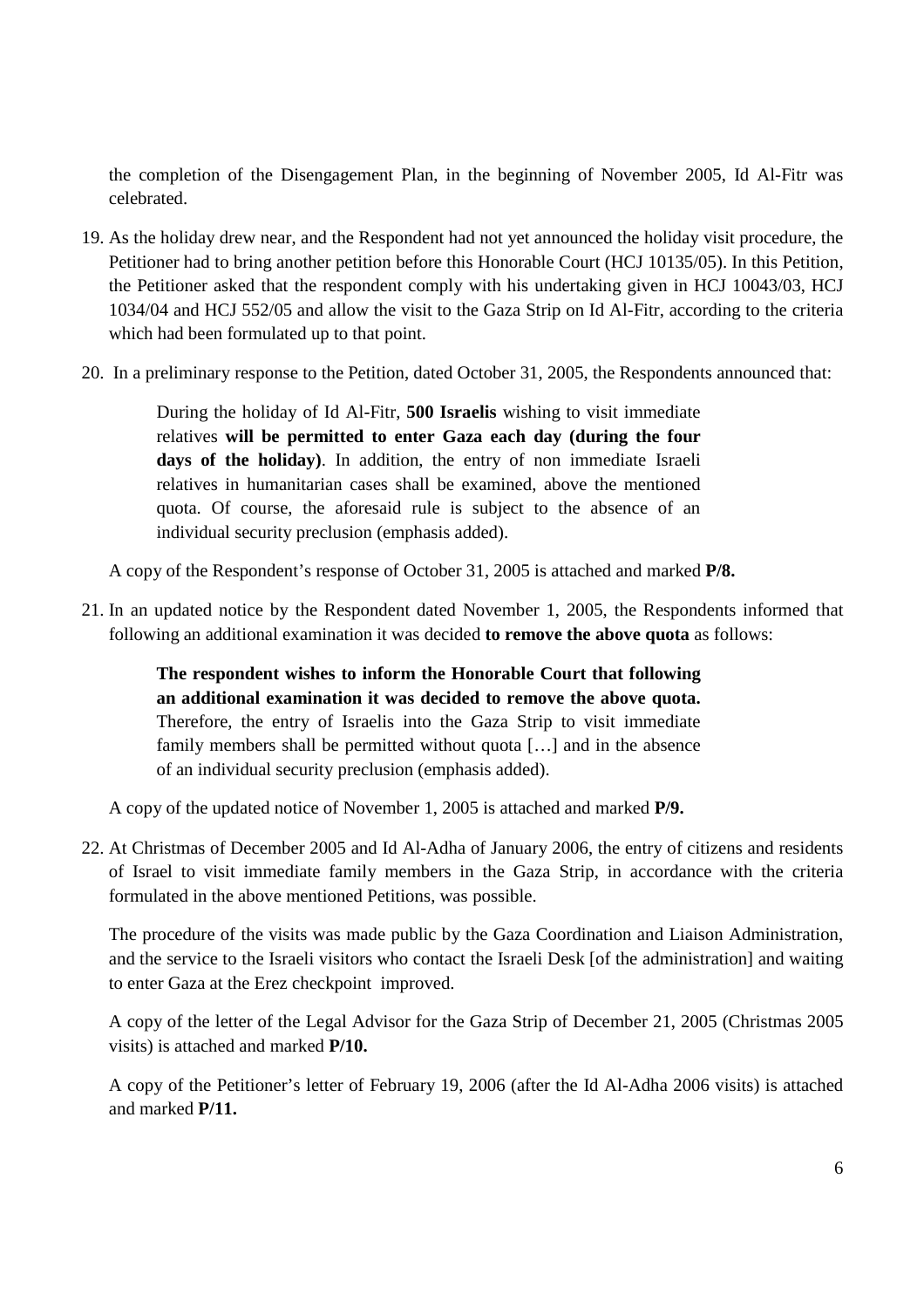the completion of the Disengagement Plan, in the beginning of November 2005, Id Al-Fitr was celebrated.

19. As the holiday drew near, and the Respondent had not yet announced the holiday visit procedure, the Petitioner had to bring another petition before this Honorable Court (HCJ 10135/05). In this Petition, the Petitioner asked that the respondent comply with his undertaking given in HCJ 10043/03, HCJ 1034/04 and HCJ 552/05 and allow the visit to the Gaza Strip on Id Al-Fitr, according to the criteria which had been formulated up to that point.

20. In a preliminary response to the Petition, dated October 31, 2005, the Respondents announced that:

> During the holiday of Id Al-Fitr, **500 Israelis** wishing to visit immediate relatives **will be permitted to enter Gaza each day (during the four days of the holiday)**. In addition, the entry of non immediate Israeli relatives in humanitarian cases shall be examined, above the mentioned quota. Of course, the aforesaid rule is subject to the absence of an individual security preclusion (emphasis added).

A copy of the Respondent's response of October 31, 2005 is attached and marked **P/8.**

21. In an updated notice by the Respondent dated November 1, 2005, the Respondents informed that following an additional examination it was decided **to remove the above quota** as follows:

> **The respondent wishes to inform the Honorable Court that following an additional examination it was decided to remove the above quota.** Therefore, the entry of Israelis into the Gaza Strip to visit immediate family members shall be permitted without quota […] and in the absence of an individual security preclusion (emphasis added).

A copy of the updated notice of November 1, 2005 is attached and marked **P/9.**

22. At Christmas of December 2005 and Id Al-Adha of January 2006, the entry of citizens and residents of Israel to visit immediate family members in the Gaza Strip, in accordance with the criteria formulated in the above mentioned Petitions, was possible.

The procedure of the visits was made public by the Gaza Coordination and Liaison Administration, and the service to the Israeli visitors who contact the Israeli Desk [of the administration] and waiting to enter Gaza at the Erez checkpoint improved.

A copy of the letter of the Legal Advisor for the Gaza Strip of December 21, 2005 (Christmas 2005 visits) is attached and marked **P/10.**

A copy of the Petitioner's letter of February 19, 2006 (after the Id Al-Adha 2006 visits) is attached and marked **P/11.**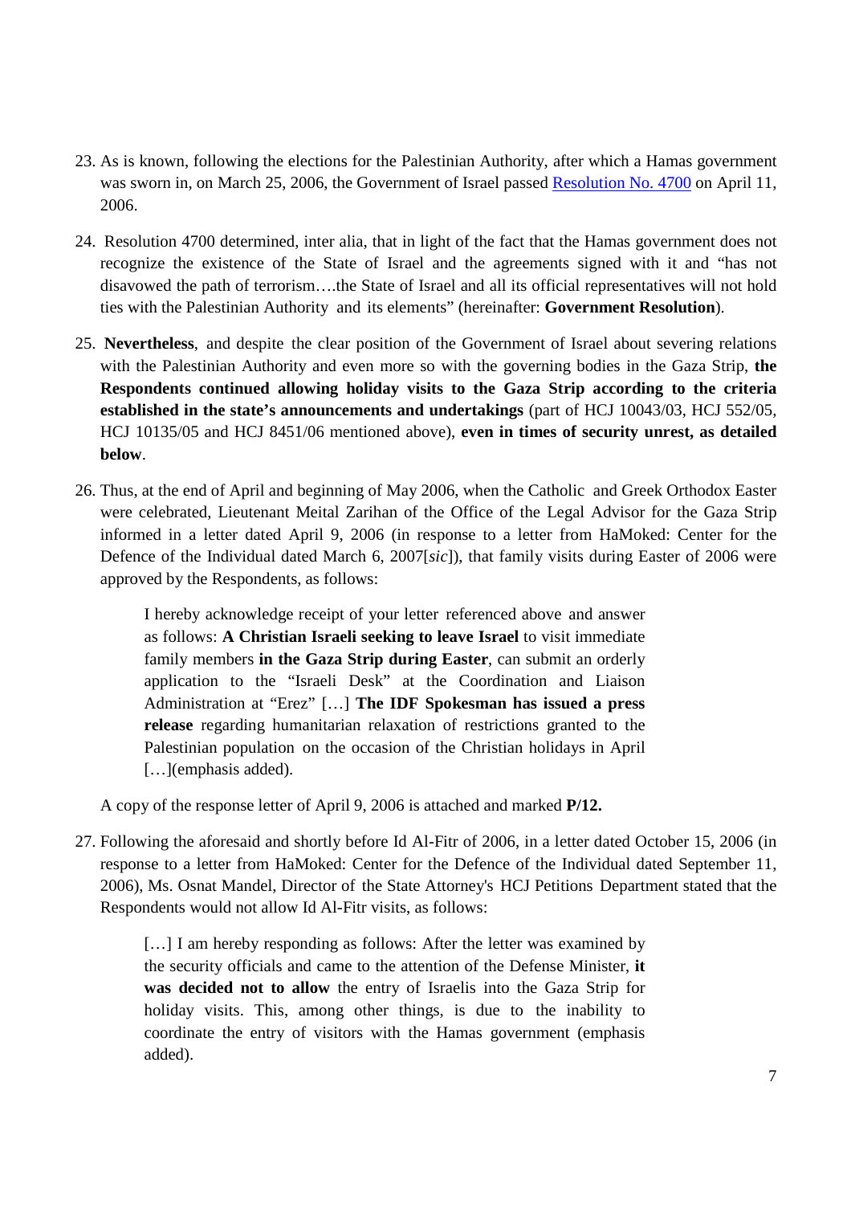23. As is known, following the elections for the Palestinian Authority, after which a Hamas government was sworn in, on March 25, 2006, the Government of Israel passed Resolution No. 4700 on April 11, 2006.

24. Resolution 4700 determined, inter alia, that in light of the fact that the Hamas government does not recognize the existence of the State of Israel and the agreements signed with it and "has not disavowed the path of terrorism….the State of Israel and all its official representatives will not hold ties with the Palestinian Authority and its elements" (hereinafter: **Government Resolution**).

25. **Nevertheless**, and despite the clear position of the Government of Israel about severing relations with the Palestinian Authority and even more so with the governing bodies in the Gaza Strip, **the Respondents continued allowing holiday visits to the Gaza Strip according to the criteria established in the state's announcements and undertakings** (part of HCJ 10043/03, HCJ 552/05, HCJ 10135/05 and HCJ 8451/06 mentioned above), **even in times of security unrest, as detailed below**.

26. Thus, at the end of April and beginning of May 2006, when the Catholic and Greek Orthodox Easter were celebrated, Lieutenant Meital Zarihan of the Office of the Legal Advisor for the Gaza Strip informed in a letter dated April 9, 2006 (in response to a letter from HaMoked: Center for the Defence of the Individual dated March 6, 2007[*sic*]), that family visits during Easter of 2006 were approved by the Respondents, as follows:

    > I hereby acknowledge receipt of your letter referenced above and answer as follows: **A Christian Israeli seeking to leave Israel** to visit immediate family members **in the Gaza Strip during Easter**, can submit an orderly application to the "Israeli Desk" at the Coordination and Liaison Administration at "Erez" […] **The IDF Spokesman has issued a press release** regarding humanitarian relaxation of restrictions granted to the Palestinian population on the occasion of the Christian holidays in April […](emphasis added).

    A copy of the response letter of April 9, 2006 is attached and marked **P/12.**

27. Following the aforesaid and shortly before Id Al-Fitr of 2006, in a letter dated October 15, 2006 (in response to a letter from HaMoked: Center for the Defence of the Individual dated September 11, 2006), Ms. Osnat Mandel, Director of the State Attorney's HCJ Petitions Department stated that the Respondents would not allow Id Al-Fitr visits, as follows:

    > […] I am hereby responding as follows: After the letter was examined by the security officials and came to the attention of the Defense Minister, **it was decided not to allow** the entry of Israelis into the Gaza Strip for holiday visits. This, among other things, is due to the inability to coordinate the entry of visitors with the Hamas government (emphasis added).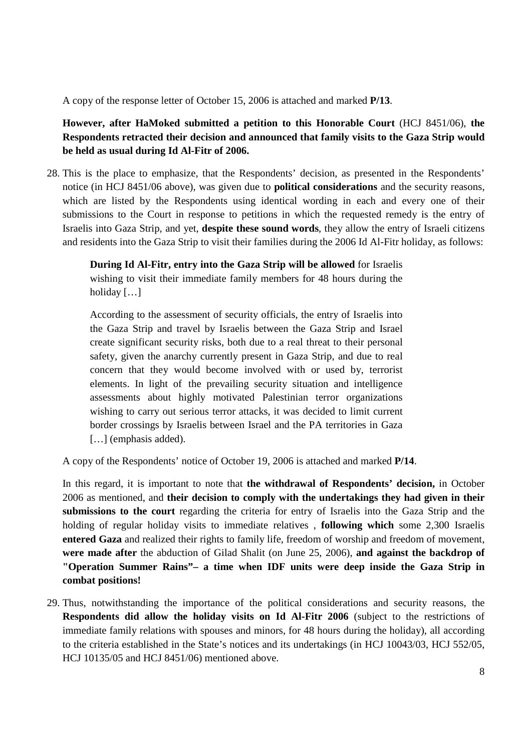A copy of the response letter of October 15, 2006 is attached and marked **P/13**.

**However, after HaMoked submitted a petition to this Honorable Court** (HCJ 8451/06), **the Respondents retracted their decision and announced that family visits to the Gaza Strip would be held as usual during Id Al-Fitr of 2006.**

28. This is the place to emphasize, that the Respondents' decision, as presented in the Respondents' notice (in HCJ 8451/06 above), was given due to **political considerations** and the security reasons, which are listed by the Respondents using identical wording in each and every one of their submissions to the Court in response to petitions in which the requested remedy is the entry of Israelis into Gaza Strip, and yet, **despite these sound words**, they allow the entry of Israeli citizens and residents into the Gaza Strip to visit their families during the 2006 Id Al-Fitr holiday, as follows:

> **During Id Al-Fitr, entry into the Gaza Strip will be allowed** for Israelis wishing to visit their immediate family members for 48 hours during the holiday […]
>
> According to the assessment of security officials, the entry of Israelis into the Gaza Strip and travel by Israelis between the Gaza Strip and Israel create significant security risks, both due to a real threat to their personal safety, given the anarchy currently present in Gaza Strip, and due to real concern that they would become involved with or used by, terrorist elements. In light of the prevailing security situation and intelligence assessments about highly motivated Palestinian terror organizations wishing to carry out serious terror attacks, it was decided to limit current border crossings by Israelis between Israel and the PA territories in Gaza […] (emphasis added).

A copy of the Respondents' notice of October 19, 2006 is attached and marked **P/14**.

In this regard, it is important to note that **the withdrawal of Respondents' decision,** in October 2006 as mentioned, and **their decision to comply with the undertakings they had given in their submissions to the court** regarding the criteria for entry of Israelis into the Gaza Strip and the holding of regular holiday visits to immediate relatives , **following which** some 2,300 Israelis **entered Gaza** and realized their rights to family life, freedom of worship and freedom of movement, **were made after** the abduction of Gilad Shalit (on June 25, 2006), **and against the backdrop of "Operation Summer Rains"– a time when IDF units were deep inside the Gaza Strip in combat positions!**

29. Thus, notwithstanding the importance of the political considerations and security reasons, the **Respondents did allow the holiday visits on Id Al-Fitr 2006** (subject to the restrictions of immediate family relations with spouses and minors, for 48 hours during the holiday), all according to the criteria established in the State's notices and its undertakings (in HCJ 10043/03, HCJ 552/05, HCJ 10135/05 and HCJ 8451/06) mentioned above.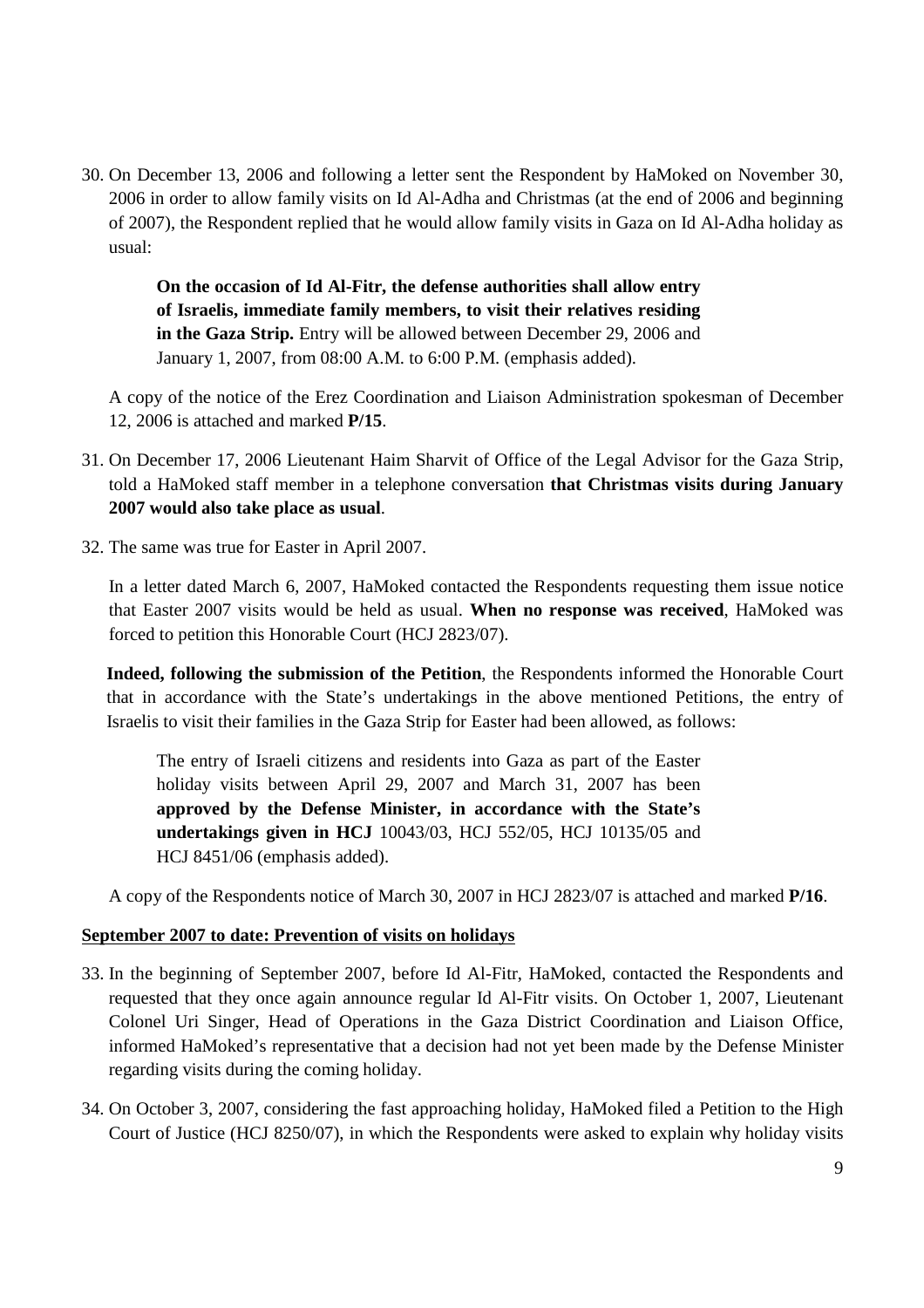30. On December 13, 2006 and following a letter sent the Respondent by HaMoked on November 30, 2006 in order to allow family visits on Id Al-Adha and Christmas (at the end of 2006 and beginning of 2007), the Respondent replied that he would allow family visits in Gaza on Id Al-Adha holiday as usual:

> **On the occasion of Id Al-Fitr, the defense authorities shall allow entry of Israelis, immediate family members, to visit their relatives residing in the Gaza Strip.** Entry will be allowed between December 29, 2006 and January 1, 2007, from 08:00 A.M. to 6:00 P.M. (emphasis added).

   A copy of the notice of the Erez Coordination and Liaison Administration spokesman of December 12, 2006 is attached and marked **P/15**.

31. On December 17, 2006 Lieutenant Haim Sharvit of Office of the Legal Advisor for the Gaza Strip, told a HaMoked staff member in a telephone conversation **that Christmas visits during January 2007 would also take place as usual**.

32. The same was true for Easter in April 2007.

   In a letter dated March 6, 2007, HaMoked contacted the Respondents requesting them issue notice that Easter 2007 visits would be held as usual. **When no response was received**, HaMoked was forced to petition this Honorable Court (HCJ 2823/07).

   **Indeed, following the submission of the Petition**, the Respondents informed the Honorable Court that in accordance with the State's undertakings in the above mentioned Petitions, the entry of Israelis to visit their families in the Gaza Strip for Easter had been allowed, as follows:

> The entry of Israeli citizens and residents into Gaza as part of the Easter holiday visits between April 29, 2007 and March 31, 2007 has been **approved by the Defense Minister, in accordance with the State's undertakings given in HCJ** 10043/03, HCJ 552/05, HCJ 10135/05 and HCJ 8451/06 (emphasis added).

   A copy of the Respondents notice of March 30, 2007 in HCJ 2823/07 is attached and marked **P/16**.

**September 2007 to date: Prevention of visits on holidays**

33. In the beginning of September 2007, before Id Al-Fitr, HaMoked, contacted the Respondents and requested that they once again announce regular Id Al-Fitr visits. On October 1, 2007, Lieutenant Colonel Uri Singer, Head of Operations in the Gaza District Coordination and Liaison Office, informed HaMoked's representative that a decision had not yet been made by the Defense Minister regarding visits during the coming holiday.

34. On October 3, 2007, considering the fast approaching holiday, HaMoked filed a Petition to the High Court of Justice (HCJ 8250/07), in which the Respondents were asked to explain why holiday visits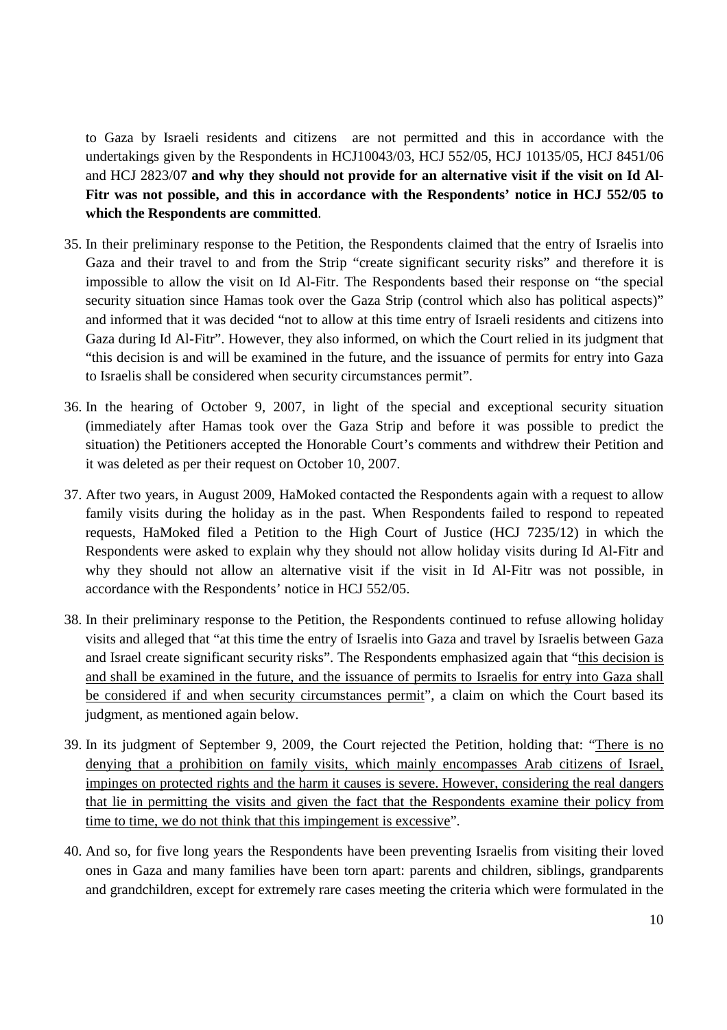to Gaza by Israeli residents and citizens are not permitted and this in accordance with the undertakings given by the Respondents in HCJ10043/03, HCJ 552/05, HCJ 10135/05, HCJ 8451/06 and HCJ 2823/07 **and why they should not provide for an alternative visit if the visit on Id Al-Fitr was not possible, and this in accordance with the Respondents' notice in HCJ 552/05 to which the Respondents are committed**.

35. In their preliminary response to the Petition, the Respondents claimed that the entry of Israelis into Gaza and their travel to and from the Strip "create significant security risks" and therefore it is impossible to allow the visit on Id Al-Fitr. The Respondents based their response on "the special security situation since Hamas took over the Gaza Strip (control which also has political aspects)" and informed that it was decided "not to allow at this time entry of Israeli residents and citizens into Gaza during Id Al-Fitr". However, they also informed, on which the Court relied in its judgment that "this decision is and will be examined in the future, and the issuance of permits for entry into Gaza to Israelis shall be considered when security circumstances permit".

36. In the hearing of October 9, 2007, in light of the special and exceptional security situation (immediately after Hamas took over the Gaza Strip and before it was possible to predict the situation) the Petitioners accepted the Honorable Court's comments and withdrew their Petition and it was deleted as per their request on October 10, 2007.

37. After two years, in August 2009, HaMoked contacted the Respondents again with a request to allow family visits during the holiday as in the past. When Respondents failed to respond to repeated requests, HaMoked filed a Petition to the High Court of Justice (HCJ 7235/12) in which the Respondents were asked to explain why they should not allow holiday visits during Id Al-Fitr and why they should not allow an alternative visit if the visit in Id Al-Fitr was not possible, in accordance with the Respondents' notice in HCJ 552/05.

38. In their preliminary response to the Petition, the Respondents continued to refuse allowing holiday visits and alleged that "at this time the entry of Israelis into Gaza and travel by Israelis between Gaza and Israel create significant security risks". The Respondents emphasized again that "this decision is and shall be examined in the future, and the issuance of permits to Israelis for entry into Gaza shall be considered if and when security circumstances permit", a claim on which the Court based its judgment, as mentioned again below.

39. In its judgment of September 9, 2009, the Court rejected the Petition, holding that: "There is no denying that a prohibition on family visits, which mainly encompasses Arab citizens of Israel, impinges on protected rights and the harm it causes is severe. However, considering the real dangers that lie in permitting the visits and given the fact that the Respondents examine their policy from time to time, we do not think that this impingement is excessive".

40. And so, for five long years the Respondents have been preventing Israelis from visiting their loved ones in Gaza and many families have been torn apart: parents and children, siblings, grandparents and grandchildren, except for extremely rare cases meeting the criteria which were formulated in the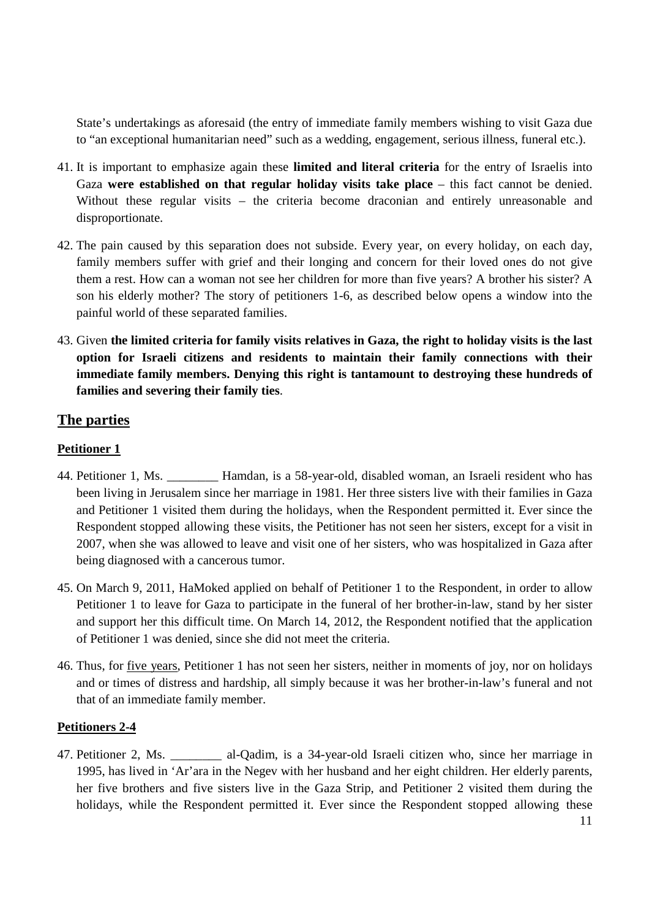State's undertakings as aforesaid (the entry of immediate family members wishing to visit Gaza due to "an exceptional humanitarian need" such as a wedding, engagement, serious illness, funeral etc.).

41. It is important to emphasize again these **limited and literal criteria** for the entry of Israelis into Gaza **were established on that regular holiday visits take place** – this fact cannot be denied. Without these regular visits – the criteria become draconian and entirely unreasonable and disproportionate.

42. The pain caused by this separation does not subside. Every year, on every holiday, on each day, family members suffer with grief and their longing and concern for their loved ones do not give them a rest. How can a woman not see her children for more than five years? A brother his sister? A son his elderly mother? The story of petitioners 1-6, as described below opens a window into the painful world of these separated families.

43. Given **the limited criteria for family visits relatives in Gaza, the right to holiday visits is the last option for Israeli citizens and residents to maintain their family connections with their immediate family members. Denying this right is tantamount to destroying these hundreds of families and severing their family ties**.

## The parties

### Petitioner 1

44. Petitioner 1, Ms. ________ Hamdan, is a 58-year-old, disabled woman, an Israeli resident who has been living in Jerusalem since her marriage in 1981. Her three sisters live with their families in Gaza and Petitioner 1 visited them during the holidays, when the Respondent permitted it. Ever since the Respondent stopped allowing these visits, the Petitioner has not seen her sisters, except for a visit in 2007, when she was allowed to leave and visit one of her sisters, who was hospitalized in Gaza after being diagnosed with a cancerous tumor.

45. On March 9, 2011, HaMoked applied on behalf of Petitioner 1 to the Respondent, in order to allow Petitioner 1 to leave for Gaza to participate in the funeral of her brother-in-law, stand by her sister and support her this difficult time. On March 14, 2012, the Respondent notified that the application of Petitioner 1 was denied, since she did not meet the criteria.

46. Thus, for five years, Petitioner 1 has not seen her sisters, neither in moments of joy, nor on holidays and or times of distress and hardship, all simply because it was her brother-in-law's funeral and not that of an immediate family member.

### Petitioners 2-4

47. Petitioner 2, Ms. ________ al-Qadim, is a 34-year-old Israeli citizen who, since her marriage in 1995, has lived in 'Ar'ara in the Negev with her husband and her eight children. Her elderly parents, her five brothers and five sisters live in the Gaza Strip, and Petitioner 2 visited them during the holidays, while the Respondent permitted it. Ever since the Respondent stopped allowing these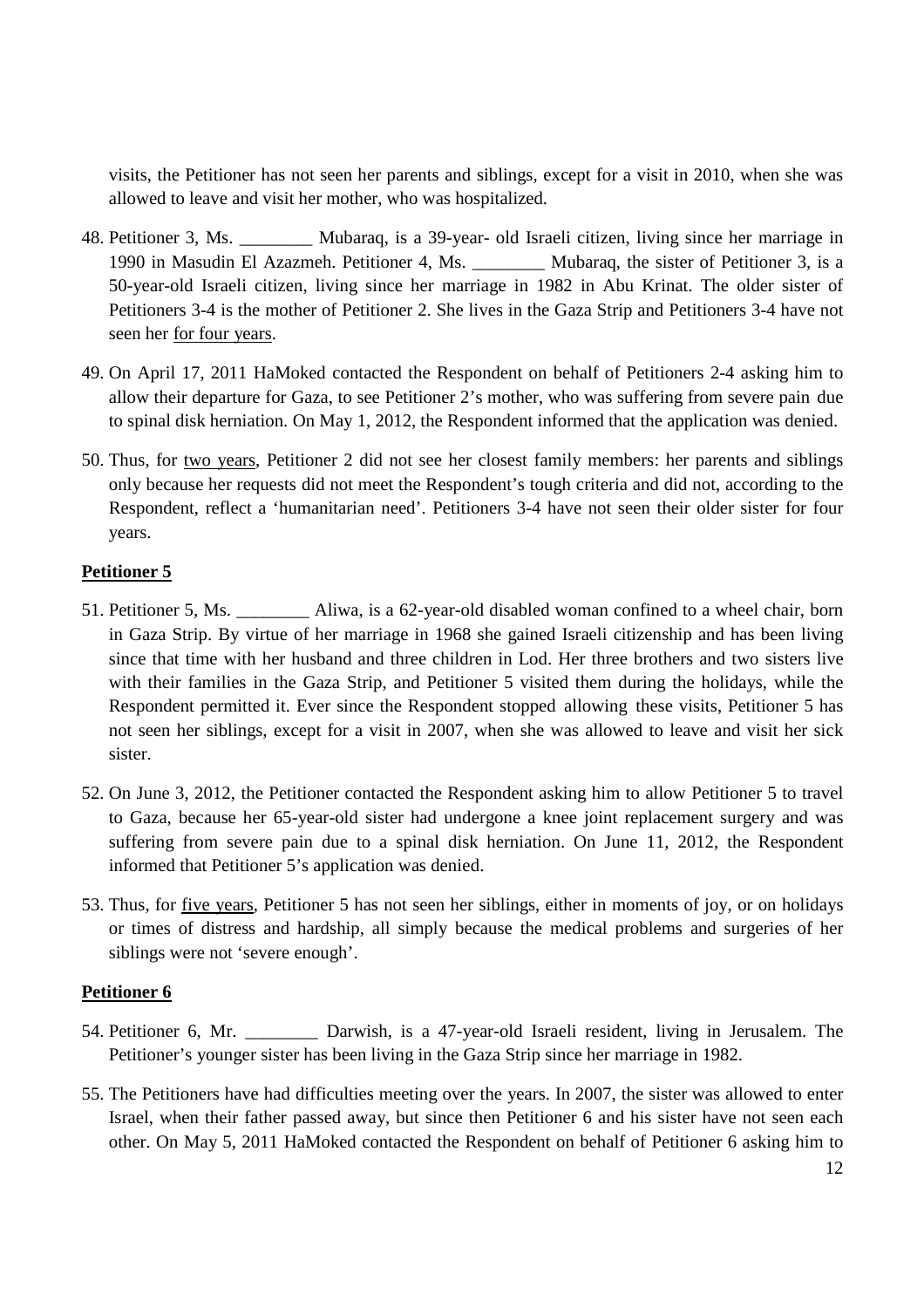visits, the Petitioner has not seen her parents and siblings, except for a visit in 2010, when she was allowed to leave and visit her mother, who was hospitalized.

48. Petitioner 3, Ms. ________ Mubaraq, is a 39-year- old Israeli citizen, living since her marriage in 1990 in Masudin El Azazmeh. Petitioner 4, Ms. ________ Mubaraq, the sister of Petitioner 3, is a 50-year-old Israeli citizen, living since her marriage in 1982 in Abu Krinat. The older sister of Petitioners 3-4 is the mother of Petitioner 2. She lives in the Gaza Strip and Petitioners 3-4 have not seen her <u>for four years</u>.

49. On April 17, 2011 HaMoked contacted the Respondent on behalf of Petitioners 2-4 asking him to allow their departure for Gaza, to see Petitioner 2's mother, who was suffering from severe pain due to spinal disk herniation. On May 1, 2012, the Respondent informed that the application was denied.

50. Thus, for <u>two years</u>, Petitioner 2 did not see her closest family members: her parents and siblings only because her requests did not meet the Respondent's tough criteria and did not, according to the Respondent, reflect a 'humanitarian need'. Petitioners 3-4 have not seen their older sister for four years.

**<u>Petitioner 5</u>**

51. Petitioner 5, Ms. ________ Aliwa, is a 62-year-old disabled woman confined to a wheel chair, born in Gaza Strip. By virtue of her marriage in 1968 she gained Israeli citizenship and has been living since that time with her husband and three children in Lod. Her three brothers and two sisters live with their families in the Gaza Strip, and Petitioner 5 visited them during the holidays, while the Respondent permitted it. Ever since the Respondent stopped allowing these visits, Petitioner 5 has not seen her siblings, except for a visit in 2007, when she was allowed to leave and visit her sick sister.

52. On June 3, 2012, the Petitioner contacted the Respondent asking him to allow Petitioner 5 to travel to Gaza, because her 65-year-old sister had undergone a knee joint replacement surgery and was suffering from severe pain due to a spinal disk herniation. On June 11, 2012, the Respondent informed that Petitioner 5's application was denied.

53. Thus, for <u>five years</u>, Petitioner 5 has not seen her siblings, either in moments of joy, or on holidays or times of distress and hardship, all simply because the medical problems and surgeries of her siblings were not 'severe enough'.

**<u>Petitioner 6</u>**

54. Petitioner 6, Mr. ________ Darwish, is a 47-year-old Israeli resident, living in Jerusalem. The Petitioner's younger sister has been living in the Gaza Strip since her marriage in 1982.

55. The Petitioners have had difficulties meeting over the years. In 2007, the sister was allowed to enter Israel, when their father passed away, but since then Petitioner 6 and his sister have not seen each other. On May 5, 2011 HaMoked contacted the Respondent on behalf of Petitioner 6 asking him to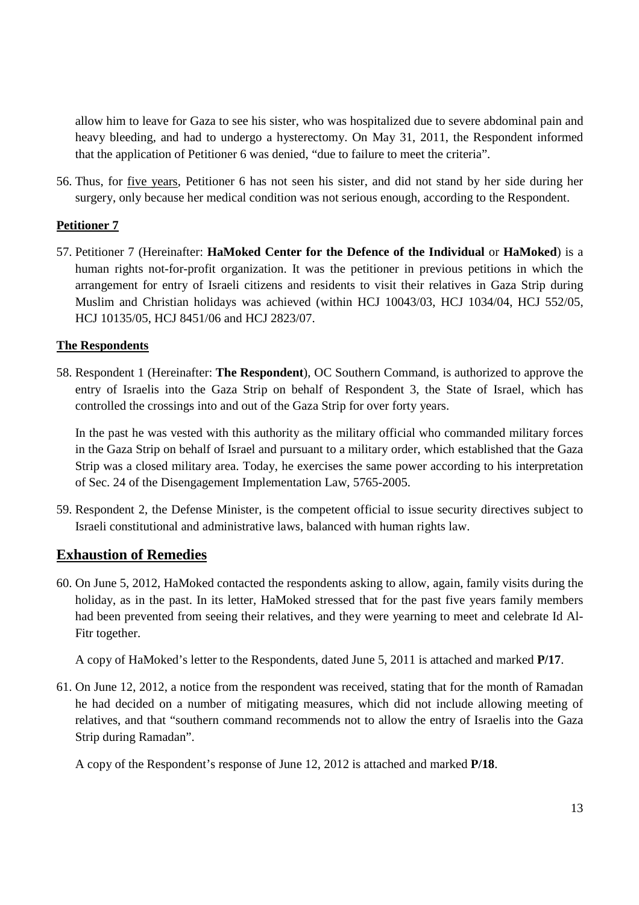allow him to leave for Gaza to see his sister, who was hospitalized due to severe abdominal pain and heavy bleeding, and had to undergo a hysterectomy. On May 31, 2011, the Respondent informed that the application of Petitioner 6 was denied, "due to failure to meet the criteria".

56. Thus, for five years, Petitioner 6 has not seen his sister, and did not stand by her side during her surgery, only because her medical condition was not serious enough, according to the Respondent.

**Petitioner 7**

57. Petitioner 7 (Hereinafter: **HaMoked Center for the Defence of the Individual** or **HaMoked**) is a human rights not-for-profit organization. It was the petitioner in previous petitions in which the arrangement for entry of Israeli citizens and residents to visit their relatives in Gaza Strip during Muslim and Christian holidays was achieved (within HCJ 10043/03, HCJ 1034/04, HCJ 552/05, HCJ 10135/05, HCJ 8451/06 and HCJ 2823/07.

**The Respondents**

58. Respondent 1 (Hereinafter: **The Respondent**), OC Southern Command, is authorized to approve the entry of Israelis into the Gaza Strip on behalf of Respondent 3, the State of Israel, which has controlled the crossings into and out of the Gaza Strip for over forty years.

    In the past he was vested with this authority as the military official who commanded military forces in the Gaza Strip on behalf of Israel and pursuant to a military order, which established that the Gaza Strip was a closed military area. Today, he exercises the same power according to his interpretation of Sec. 24 of the Disengagement Implementation Law, 5765-2005.

59. Respondent 2, the Defense Minister, is the competent official to issue security directives subject to Israeli constitutional and administrative laws, balanced with human rights law.

## Exhaustion of Remedies

60. On June 5, 2012, HaMoked contacted the respondents asking to allow, again, family visits during the holiday, as in the past. In its letter, HaMoked stressed that for the past five years family members had been prevented from seeing their relatives, and they were yearning to meet and celebrate Id Al-Fitr together.

    A copy of HaMoked's letter to the Respondents, dated June 5, 2011 is attached and marked **P/17**.

61. On June 12, 2012, a notice from the respondent was received, stating that for the month of Ramadan he had decided on a number of mitigating measures, which did not include allowing meeting of relatives, and that "southern command recommends not to allow the entry of Israelis into the Gaza Strip during Ramadan".

    A copy of the Respondent's response of June 12, 2012 is attached and marked **P/18**.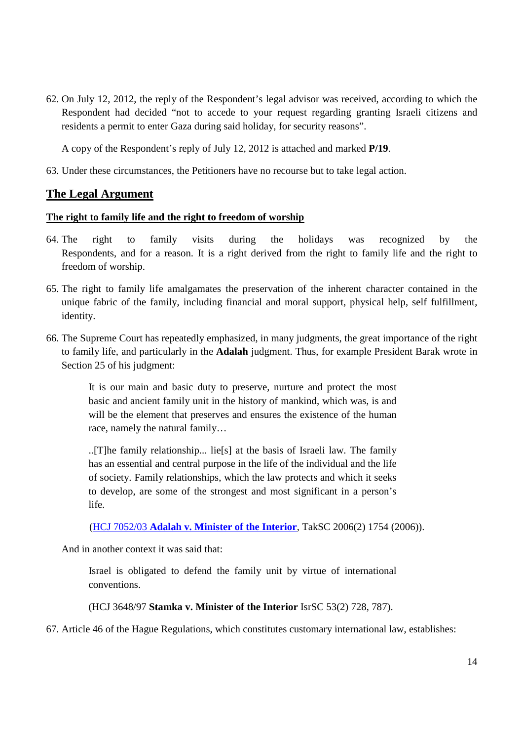62. On July 12, 2012, the reply of the Respondent's legal advisor was received, according to which the Respondent had decided "not to accede to your request regarding granting Israeli citizens and residents a permit to enter Gaza during said holiday, for security reasons".

    A copy of the Respondent's reply of July 12, 2012 is attached and marked **P/19**.

63. Under these circumstances, the Petitioners have no recourse but to take legal action.

## The Legal Argument

### The right to family life and the right to freedom of worship

64. The right to family visits during the holidays was recognized by the Respondents, and for a reason. It is a right derived from the right to family life and the right to freedom of worship.

65. The right to family life amalgamates the preservation of the inherent character contained in the unique fabric of the family, including financial and moral support, physical help, self fulfillment, identity.

66. The Supreme Court has repeatedly emphasized, in many judgments, the great importance of the right to family life, and particularly in the **Adalah** judgment. Thus, for example President Barak wrote in Section 25 of his judgment:

    > It is our main and basic duty to preserve, nurture and protect the most basic and ancient family unit in the history of mankind, which was, is and will be the element that preserves and ensures the existence of the human race, namely the natural family…
    >
    > ..[T]he family relationship... lie[s] at the basis of Israeli law. The family has an essential and central purpose in the life of the individual and the life of society. Family relationships, which the law protects and which it seeks to develop, are some of the strongest and most significant in a person's life.
    >
    > (HCJ 7052/03 **Adalah v. Minister of the Interior**, TakSC 2006(2) 1754 (2006)).

    And in another context it was said that:

    > Israel is obligated to defend the family unit by virtue of international conventions.
    >
    > (HCJ 3648/97 **Stamka v. Minister of the Interior** IsrSC 53(2) 728, 787).

67. Article 46 of the Hague Regulations, which constitutes customary international law, establishes: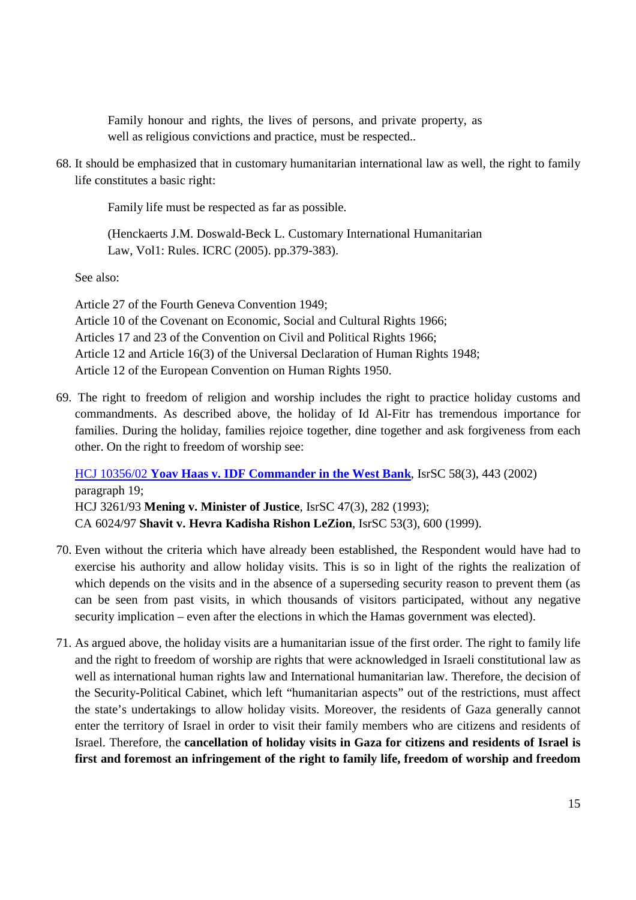> Family honour and rights, the lives of persons, and private property, as well as religious convictions and practice, must be respected..

68. It should be emphasized that in customary humanitarian international law as well, the right to family life constitutes a basic right:

> Family life must be respected as far as possible.
>
> (Henckaerts J.M. Doswald-Beck L. Customary International Humanitarian Law, Vol1: Rules. ICRC (2005). pp.379-383).

See also:

Article 27 of the Fourth Geneva Convention 1949;
Article 10 of the Covenant on Economic, Social and Cultural Rights 1966;
Articles 17 and 23 of the Convention on Civil and Political Rights 1966;
Article 12 and Article 16(3) of the Universal Declaration of Human Rights 1948;
Article 12 of the European Convention on Human Rights 1950.

69. The right to freedom of religion and worship includes the right to practice holiday customs and commandments. As described above, the holiday of Id Al-Fitr has tremendous importance for families. During the holiday, families rejoice together, dine together and ask forgiveness from each other. On the right to freedom of worship see:

HCJ 10356/02 **Yoav Haas v. IDF Commander in the West Bank**, IsrSC 58(3), 443 (2002) paragraph 19;
HCJ 3261/93 **Mening v. Minister of Justice**, IsrSC 47(3), 282 (1993);
CA 6024/97 **Shavit v. Hevra Kadisha Rishon LeZion**, IsrSC 53(3), 600 (1999).

70. Even without the criteria which have already been established, the Respondent would have had to exercise his authority and allow holiday visits. This is so in light of the rights the realization of which depends on the visits and in the absence of a superseding security reason to prevent them (as can be seen from past visits, in which thousands of visitors participated, without any negative security implication – even after the elections in which the Hamas government was elected).

71. As argued above, the holiday visits are a humanitarian issue of the first order. The right to family life and the right to freedom of worship are rights that were acknowledged in Israeli constitutional law as well as international human rights law and International humanitarian law. Therefore, the decision of the Security-Political Cabinet, which left "humanitarian aspects" out of the restrictions, must affect the state's undertakings to allow holiday visits. Moreover, the residents of Gaza generally cannot enter the territory of Israel in order to visit their family members who are citizens and residents of Israel. Therefore, the **cancellation of holiday visits in Gaza for citizens and residents of Israel is first and foremost an infringement of the right to family life, freedom of worship and freedom**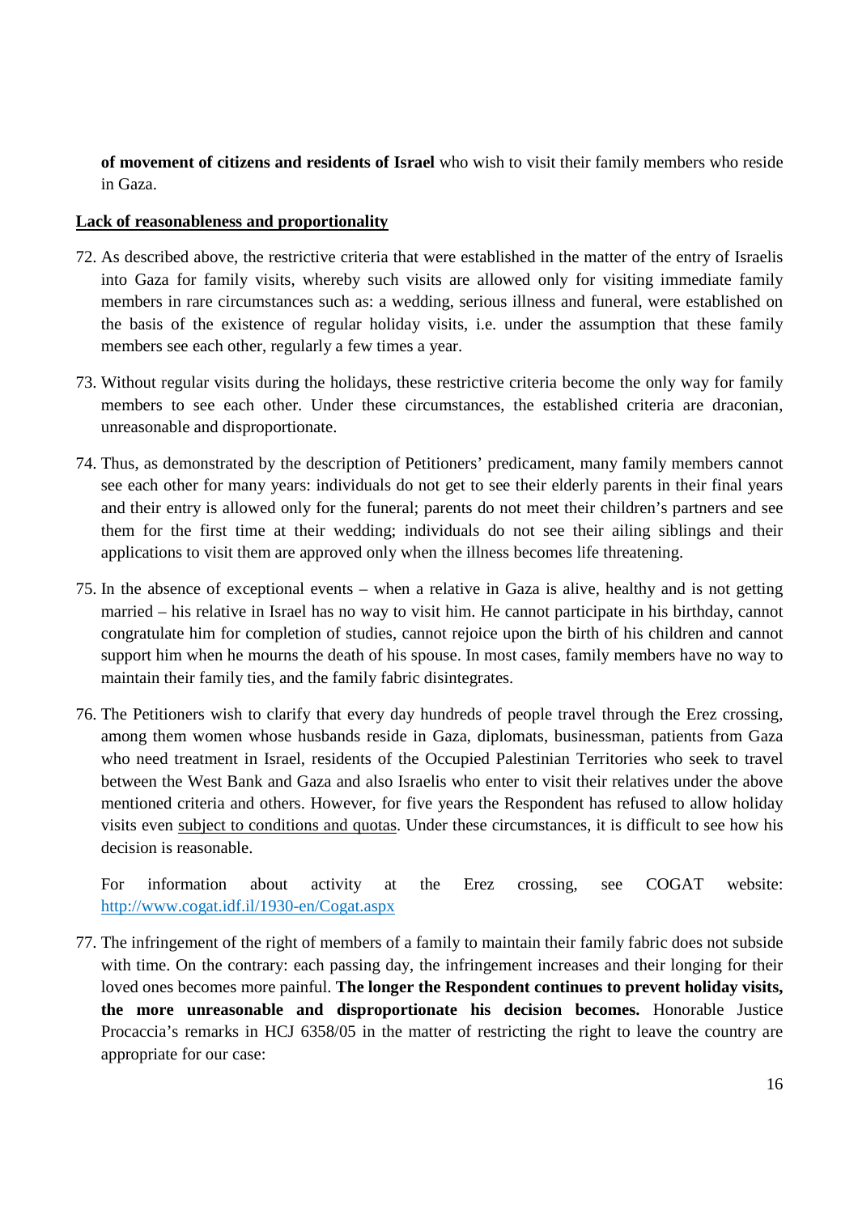**of movement of citizens and residents of Israel** who wish to visit their family members who reside in Gaza.

**<u>Lack of reasonableness and proportionality</u>**

72. As described above, the restrictive criteria that were established in the matter of the entry of Israelis into Gaza for family visits, whereby such visits are allowed only for visiting immediate family members in rare circumstances such as: a wedding, serious illness and funeral, were established on the basis of the existence of regular holiday visits, i.e. under the assumption that these family members see each other, regularly a few times a year.

73. Without regular visits during the holidays, these restrictive criteria become the only way for family members to see each other. Under these circumstances, the established criteria are draconian, unreasonable and disproportionate.

74. Thus, as demonstrated by the description of Petitioners' predicament, many family members cannot see each other for many years: individuals do not get to see their elderly parents in their final years and their entry is allowed only for the funeral; parents do not meet their children's partners and see them for the first time at their wedding; individuals do not see their ailing siblings and their applications to visit them are approved only when the illness becomes life threatening.

75. In the absence of exceptional events – when a relative in Gaza is alive, healthy and is not getting married – his relative in Israel has no way to visit him. He cannot participate in his birthday, cannot congratulate him for completion of studies, cannot rejoice upon the birth of his children and cannot support him when he mourns the death of his spouse. In most cases, family members have no way to maintain their family ties, and the family fabric disintegrates.

76. The Petitioners wish to clarify that every day hundreds of people travel through the Erez crossing, among them women whose husbands reside in Gaza, diplomats, businessman, patients from Gaza who need treatment in Israel, residents of the Occupied Palestinian Territories who seek to travel between the West Bank and Gaza and also Israelis who enter to visit their relatives under the above mentioned criteria and others. However, for five years the Respondent has refused to allow holiday visits even <u>subject to conditions and quotas</u>. Under these circumstances, it is difficult to see how his decision is reasonable.

    For information about activity at the Erez crossing, see COGAT website: http://www.cogat.idf.il/1930-en/Cogat.aspx

77. The infringement of the right of members of a family to maintain their family fabric does not subside with time. On the contrary: each passing day, the infringement increases and their longing for their loved ones becomes more painful. **The longer the Respondent continues to prevent holiday visits, the more unreasonable and disproportionate his decision becomes.** Honorable Justice Procaccia's remarks in HCJ 6358/05 in the matter of restricting the right to leave the country are appropriate for our case: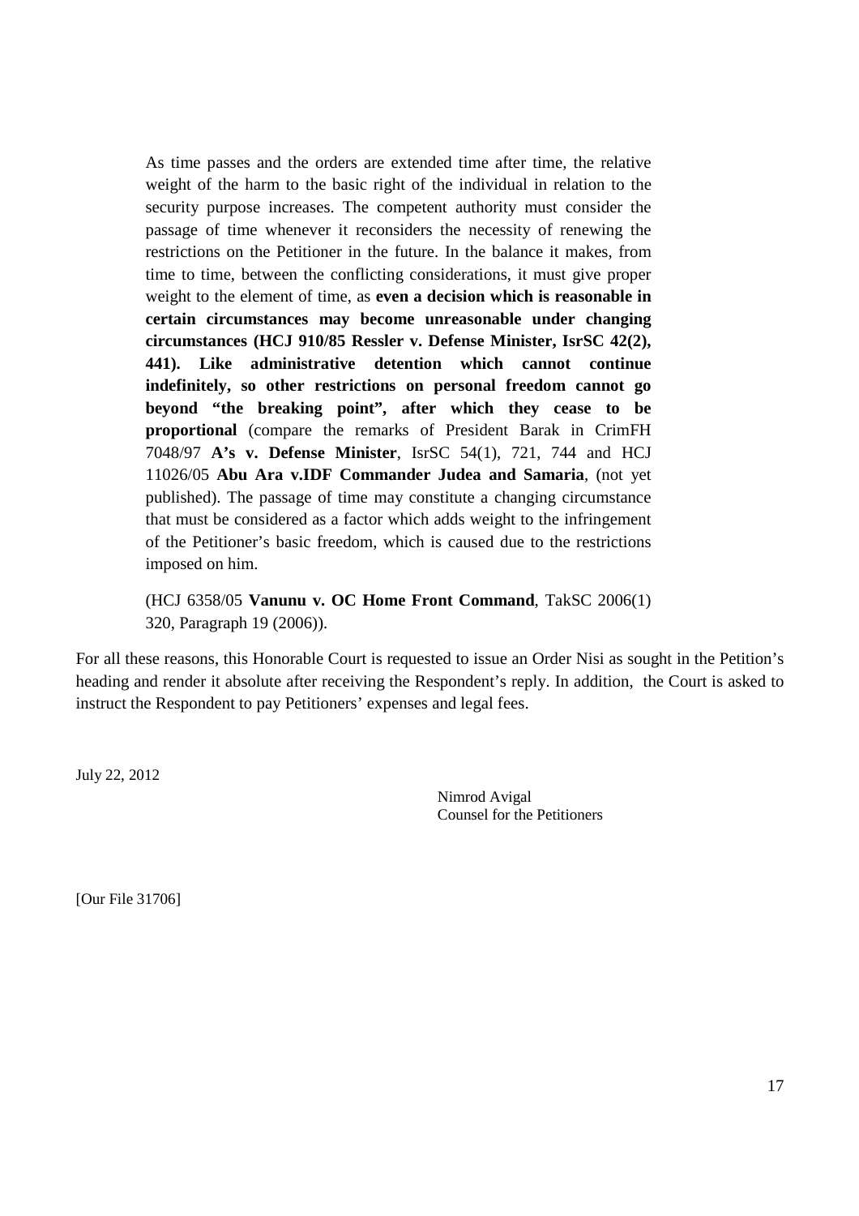> As time passes and the orders are extended time after time, the relative weight of the harm to the basic right of the individual in relation to the security purpose increases. The competent authority must consider the passage of time whenever it reconsiders the necessity of renewing the restrictions on the Petitioner in the future. In the balance it makes, from time to time, between the conflicting considerations, it must give proper weight to the element of time, as **even a decision which is reasonable in certain circumstances may become unreasonable under changing circumstances (HCJ 910/85 Ressler v. Defense Minister, IsrSC 42(2), 441). Like administrative detention which cannot continue indefinitely, so other restrictions on personal freedom cannot go beyond "the breaking point", after which they cease to be proportional** (compare the remarks of President Barak in CrimFH 7048/97 **A's v. Defense Minister**, IsrSC 54(1), 721, 744 and HCJ 11026/05 **Abu Ara v.IDF Commander Judea and Samaria**, (not yet published). The passage of time may constitute a changing circumstance that must be considered as a factor which adds weight to the infringement of the Petitioner's basic freedom, which is caused due to the restrictions imposed on him.
>
> (HCJ 6358/05 **Vanunu v. OC Home Front Command**, TakSC 2006(1) 320, Paragraph 19 (2006)).

For all these reasons, this Honorable Court is requested to issue an Order Nisi as sought in the Petition's heading and render it absolute after receiving the Respondent's reply. In addition, the Court is asked to instruct the Respondent to pay Petitioners' expenses and legal fees.

July 22, 2012

Nimrod Avigal
Counsel for the Petitioners

[Our File 31706]